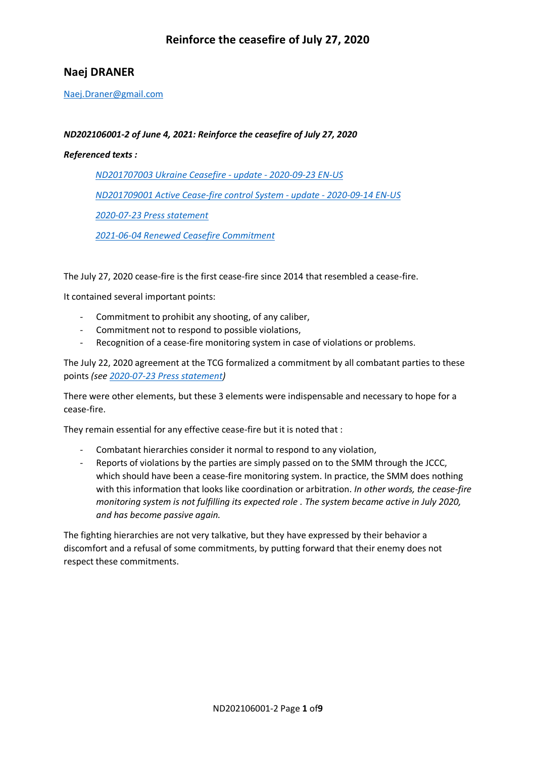# Reinforce the ceasefire of July 27, 2020

## Naej DRANER

Naej.Draner@gmail.com

***ND202106001-2 of June 4, 2021: Reinforce the ceasefire of July 27, 2020***

***Referenced texts :***

> *ND201707003 Ukraine Ceasefire - update - 2020-09-23 EN-US*
>
> *ND201709001 Active Cease-fire control System - update - 2020-09-14 EN-US*
>
> *2020-07-23 Press statement*
>
> *2021-06-04 Renewed Ceasefire Commitment*

The July 27, 2020 cease-fire is the first cease-fire since 2014 that resembled a cease-fire.

It contained several important points:

- Commitment to prohibit any shooting, of any caliber,
- Commitment not to respond to possible violations,
- Recognition of a cease-fire monitoring system in case of violations or problems.

The July 22, 2020 agreement at the TCG formalized a commitment by all combatant parties to these points *(see 2020-07-23 Press statement)*

There were other elements, but these 3 elements were indispensable and necessary to hope for a cease-fire.

They remain essential for any effective cease-fire but it is noted that :

- Combatant hierarchies consider it normal to respond to any violation,
- Reports of violations by the parties are simply passed on to the SMM through the JCCC, which should have been a cease-fire monitoring system. In practice, the SMM does nothing with this information that looks like coordination or arbitration. *In other words, the cease-fire monitoring system is not fulfilling its expected role . The system became active in July 2020, and has become passive again.*

The fighting hierarchies are not very talkative, but they have expressed by their behavior a discomfort and a refusal of some commitments, by putting forward that their enemy does not respect these commitments.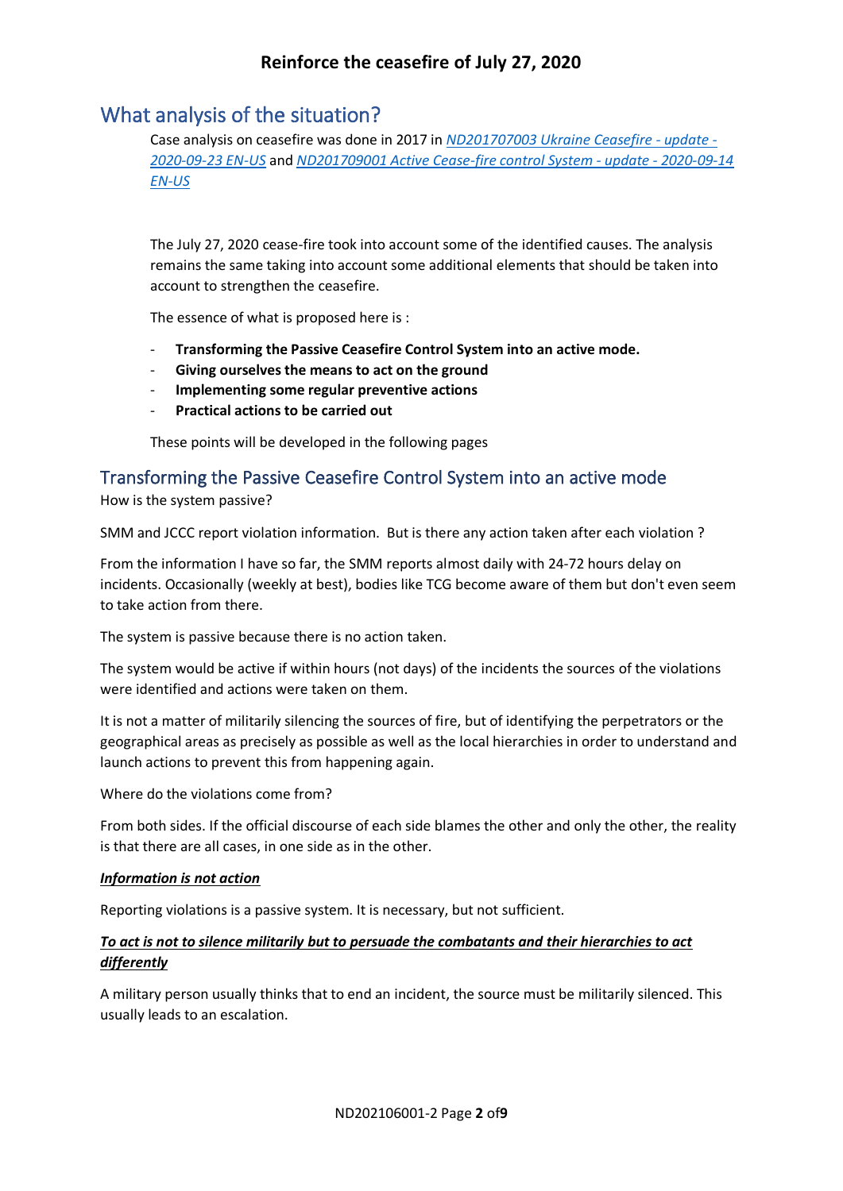# Reinforce the ceasefire of July 27, 2020

## What analysis of the situation?

Case analysis on ceasefire was done in 2017 in *ND201707003 Ukraine Ceasefire - update - 2020-09-23 EN-US* and *ND201709001 Active Cease-fire control System - update - 2020-09-14 EN-US*

The July 27, 2020 cease-fire took into account some of the identified causes. The analysis remains the same taking into account some additional elements that should be taken into account to strengthen the ceasefire.

The essence of what is proposed here is :

- **Transforming the Passive Ceasefire Control System into an active mode.**
- **Giving ourselves the means to act on the ground**
- **Implementing some regular preventive actions**
- **Practical actions to be carried out**

These points will be developed in the following pages

## Transforming the Passive Ceasefire Control System into an active mode

How is the system passive?

SMM and JCCC report violation information. But is there any action taken after each violation ?

From the information I have so far, the SMM reports almost daily with 24-72 hours delay on incidents. Occasionally (weekly at best), bodies like TCG become aware of them but don't even seem to take action from there.

The system is passive because there is no action taken.

The system would be active if within hours (not days) of the incidents the sources of the violations were identified and actions were taken on them.

It is not a matter of militarily silencing the sources of fire, but of identifying the perpetrators or the geographical areas as precisely as possible as well as the local hierarchies in order to understand and launch actions to prevent this from happening again.

Where do the violations come from?

From both sides. If the official discourse of each side blames the other and only the other, the reality is that there are all cases, in one side as in the other.

***Information is not action***

Reporting violations is a passive system. It is necessary, but not sufficient.

***To act is not to silence militarily but to persuade the combatants and their hierarchies to act differently***

A military person usually thinks that to end an incident, the source must be militarily silenced. This usually leads to an escalation.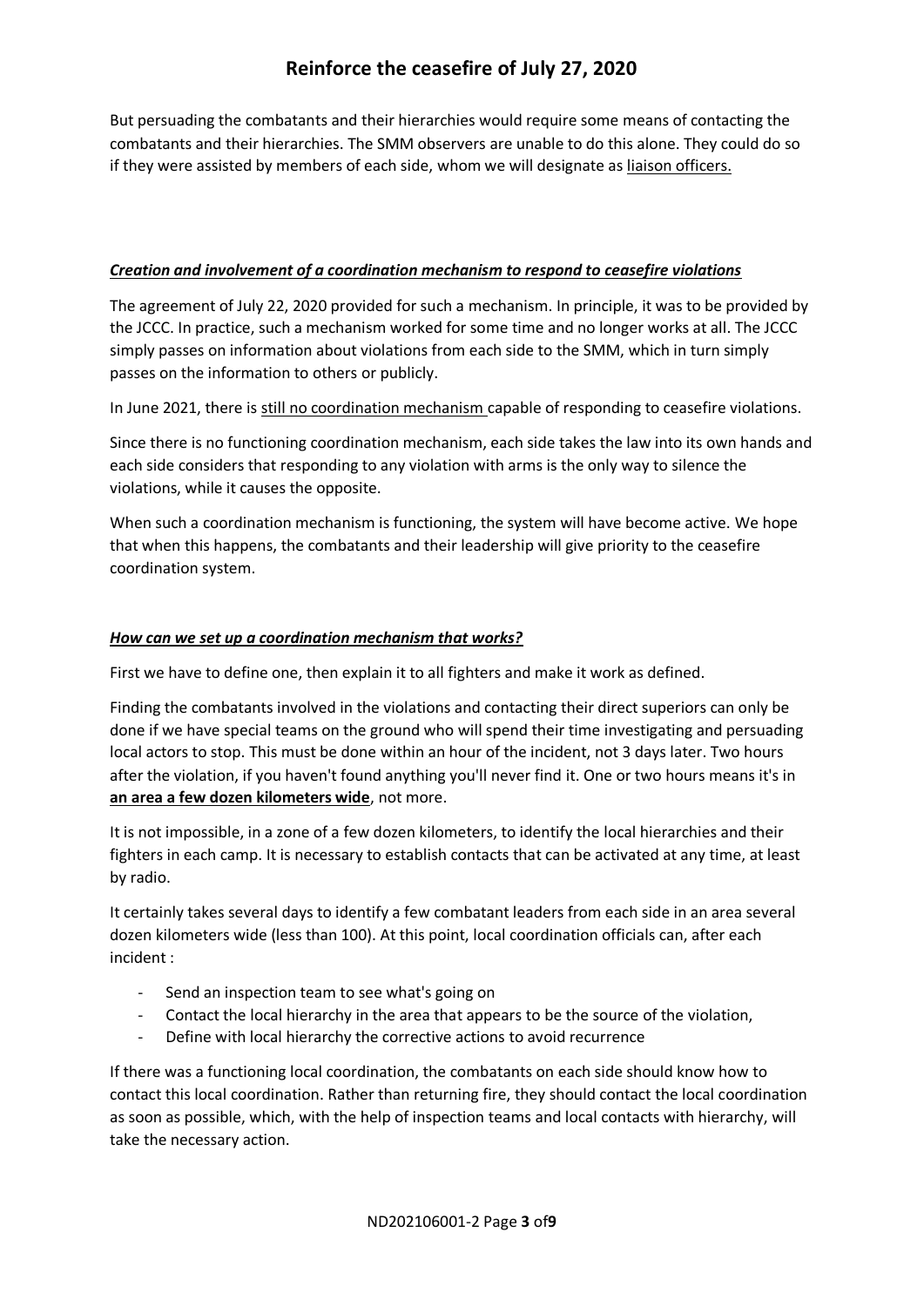But persuading the combatants and their hierarchies would require some means of contacting the combatants and their hierarchies. The SMM observers are unable to do this alone. They could do so if they were assisted by members of each side, whom we will designate as <u>liaison officers.</u>

***<u>Creation and involvement of a coordination mechanism to respond to ceasefire violations</u>***

The agreement of July 22, 2020 provided for such a mechanism. In principle, it was to be provided by the JCCC. In practice, such a mechanism worked for some time and no longer works at all. The JCCC simply passes on information about violations from each side to the SMM, which in turn simply passes on the information to others or publicly.

In June 2021, there is <u>still no coordination mechanism</u> capable of responding to ceasefire violations.

Since there is no functioning coordination mechanism, each side takes the law into its own hands and each side considers that responding to any violation with arms is the only way to silence the violations, while it causes the opposite.

When such a coordination mechanism is functioning, the system will have become active. We hope that when this happens, the combatants and their leadership will give priority to the ceasefire coordination system.

***<u>How can we set up a coordination mechanism that works?</u>***

First we have to define one, then explain it to all fighters and make it work as defined.

Finding the combatants involved in the violations and contacting their direct superiors can only be done if we have special teams on the ground who will spend their time investigating and persuading local actors to stop. This must be done within an hour of the incident, not 3 days later. Two hours after the violation, if you haven't found anything you'll never find it. One or two hours means it's in **<u>an area a few dozen kilometers wide</u>**, not more.

It is not impossible, in a zone of a few dozen kilometers, to identify the local hierarchies and their fighters in each camp. It is necessary to establish contacts that can be activated at any time, at least by radio.

It certainly takes several days to identify a few combatant leaders from each side in an area several dozen kilometers wide (less than 100). At this point, local coordination officials can, after each incident :

- Send an inspection team to see what's going on
- Contact the local hierarchy in the area that appears to be the source of the violation,
- Define with local hierarchy the corrective actions to avoid recurrence

If there was a functioning local coordination, the combatants on each side should know how to contact this local coordination. Rather than returning fire, they should contact the local coordination as soon as possible, which, with the help of inspection teams and local contacts with hierarchy, will take the necessary action.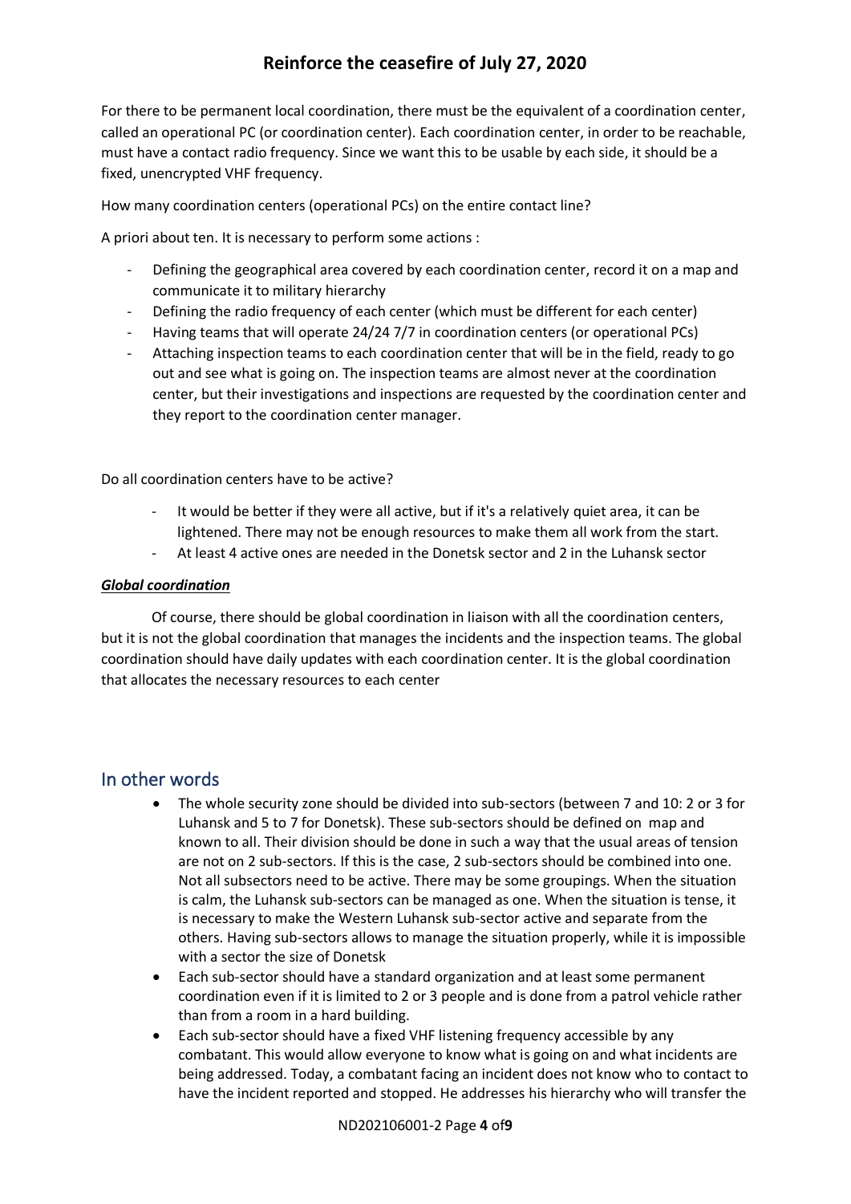# Reinforce the ceasefire of July 27, 2020

For there to be permanent local coordination, there must be the equivalent of a coordination center, called an operational PC (or coordination center). Each coordination center, in order to be reachable, must have a contact radio frequency. Since we want this to be usable by each side, it should be a fixed, unencrypted VHF frequency.

How many coordination centers (operational PCs) on the entire contact line?

A priori about ten. It is necessary to perform some actions :

- Defining the geographical area covered by each coordination center, record it on a map and communicate it to military hierarchy
- Defining the radio frequency of each center (which must be different for each center)
- Having teams that will operate 24/24 7/7 in coordination centers (or operational PCs)
- Attaching inspection teams to each coordination center that will be in the field, ready to go out and see what is going on. The inspection teams are almost never at the coordination center, but their investigations and inspections are requested by the coordination center and they report to the coordination center manager.

Do all coordination centers have to be active?

- It would be better if they were all active, but if it's a relatively quiet area, it can be lightened. There may not be enough resources to make them all work from the start.
- At least 4 active ones are needed in the Donetsk sector and 2 in the Luhansk sector

***Global coordination***

Of course, there should be global coordination in liaison with all the coordination centers, but it is not the global coordination that manages the incidents and the inspection teams. The global coordination should have daily updates with each coordination center. It is the global coordination that allocates the necessary resources to each center

## In other words

- The whole security zone should be divided into sub-sectors (between 7 and 10: 2 or 3 for Luhansk and 5 to 7 for Donetsk). These sub-sectors should be defined on map and known to all. Their division should be done in such a way that the usual areas of tension are not on 2 sub-sectors. If this is the case, 2 sub-sectors should be combined into one. Not all subsectors need to be active. There may be some groupings. When the situation is calm, the Luhansk sub-sectors can be managed as one. When the situation is tense, it is necessary to make the Western Luhansk sub-sector active and separate from the others. Having sub-sectors allows to manage the situation properly, while it is impossible with a sector the size of Donetsk
- Each sub-sector should have a standard organization and at least some permanent coordination even if it is limited to 2 or 3 people and is done from a patrol vehicle rather than from a room in a hard building.
- Each sub-sector should have a fixed VHF listening frequency accessible by any combatant. This would allow everyone to know what is going on and what incidents are being addressed. Today, a combatant facing an incident does not know who to contact to have the incident reported and stopped. He addresses his hierarchy who will transfer the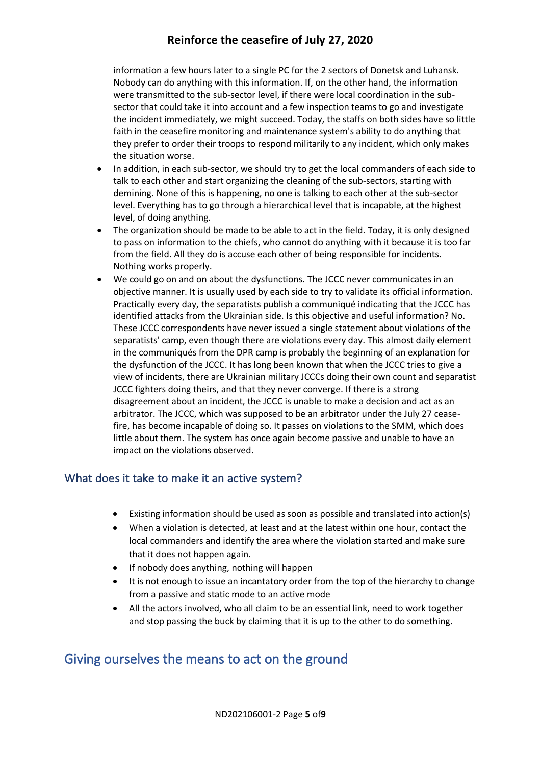information a few hours later to a single PC for the 2 sectors of Donetsk and Luhansk. Nobody can do anything with this information. If, on the other hand, the information were transmitted to the sub-sector level, if there were local coordination in the sub-sector that could take it into account and a few inspection teams to go and investigate the incident immediately, we might succeed. Today, the staffs on both sides have so little faith in the ceasefire monitoring and maintenance system's ability to do anything that they prefer to order their troops to respond militarily to any incident, which only makes the situation worse.

- In addition, in each sub-sector, we should try to get the local commanders of each side to talk to each other and start organizing the cleaning of the sub-sectors, starting with demining. None of this is happening, no one is talking to each other at the sub-sector level. Everything has to go through a hierarchical level that is incapable, at the highest level, of doing anything.
- The organization should be made to be able to act in the field. Today, it is only designed to pass on information to the chiefs, who cannot do anything with it because it is too far from the field. All they do is accuse each other of being responsible for incidents. Nothing works properly.
- We could go on and on about the dysfunctions. The JCCC never communicates in an objective manner. It is usually used by each side to try to validate its official information. Practically every day, the separatists publish a communiqué indicating that the JCCC has identified attacks from the Ukrainian side. Is this objective and useful information? No. These JCCC correspondents have never issued a single statement about violations of the separatists' camp, even though there are violations every day. This almost daily element in the communiqués from the DPR camp is probably the beginning of an explanation for the dysfunction of the JCCC. It has long been known that when the JCCC tries to give a view of incidents, there are Ukrainian military JCCCs doing their own count and separatist JCCC fighters doing theirs, and that they never converge. If there is a strong disagreement about an incident, the JCCC is unable to make a decision and act as an arbitrator. The JCCC, which was supposed to be an arbitrator under the July 27 cease-fire, has become incapable of doing so. It passes on violations to the SMM, which does little about them. The system has once again become passive and unable to have an impact on the violations observed.

### What does it take to make it an active system?

- Existing information should be used as soon as possible and translated into action(s)
- When a violation is detected, at least and at the latest within one hour, contact the local commanders and identify the area where the violation started and make sure that it does not happen again.
- If nobody does anything, nothing will happen
- It is not enough to issue an incantatory order from the top of the hierarchy to change from a passive and static mode to an active mode
- All the actors involved, who all claim to be an essential link, need to work together and stop passing the buck by claiming that it is up to the other to do something.

## Giving ourselves the means to act on the ground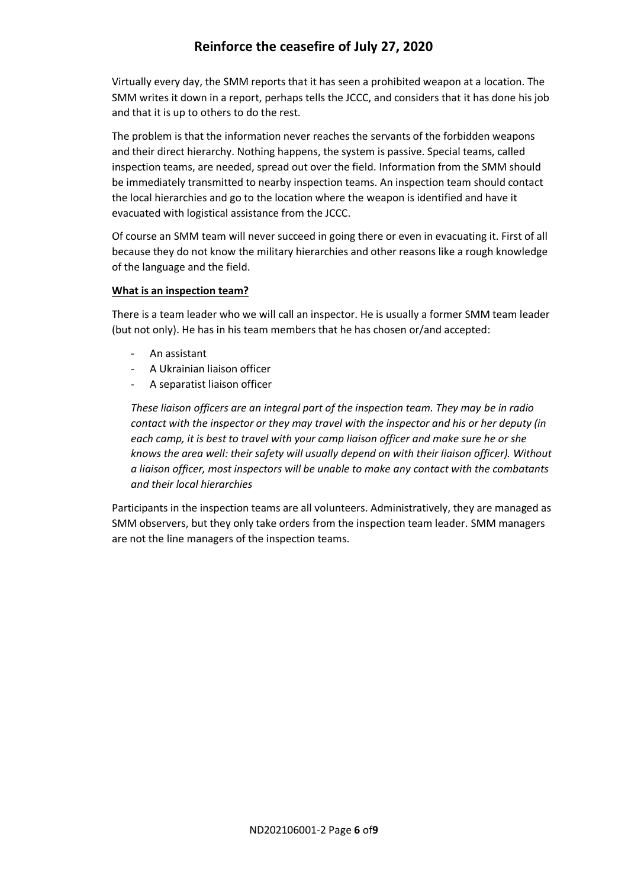# Reinforce the ceasefire of July 27, 2020

Virtually every day, the SMM reports that it has seen a prohibited weapon at a location. The SMM writes it down in a report, perhaps tells the JCCC, and considers that it has done his job and that it is up to others to do the rest.

The problem is that the information never reaches the servants of the forbidden weapons and their direct hierarchy. Nothing happens, the system is passive. Special teams, called inspection teams, are needed, spread out over the field. Information from the SMM should be immediately transmitted to nearby inspection teams. An inspection team should contact the local hierarchies and go to the location where the weapon is identified and have it evacuated with logistical assistance from the JCCC.

Of course an SMM team will never succeed in going there or even in evacuating it. First of all because they do not know the military hierarchies and other reasons like a rough knowledge of the language and the field.

**What is an inspection team?**

There is a team leader who we will call an inspector. He is usually a former SMM team leader (but not only). He has in his team members that he has chosen or/and accepted:

- An assistant
- A Ukrainian liaison officer
- A separatist liaison officer

*These liaison officers are an integral part of the inspection team. They may be in radio contact with the inspector or they may travel with the inspector and his or her deputy (in each camp, it is best to travel with your camp liaison officer and make sure he or she knows the area well: their safety will usually depend on with their liaison officer). Without a liaison officer, most inspectors will be unable to make any contact with the combatants and their local hierarchies*

Participants in the inspection teams are all volunteers. Administratively, they are managed as SMM observers, but they only take orders from the inspection team leader. SMM managers are not the line managers of the inspection teams.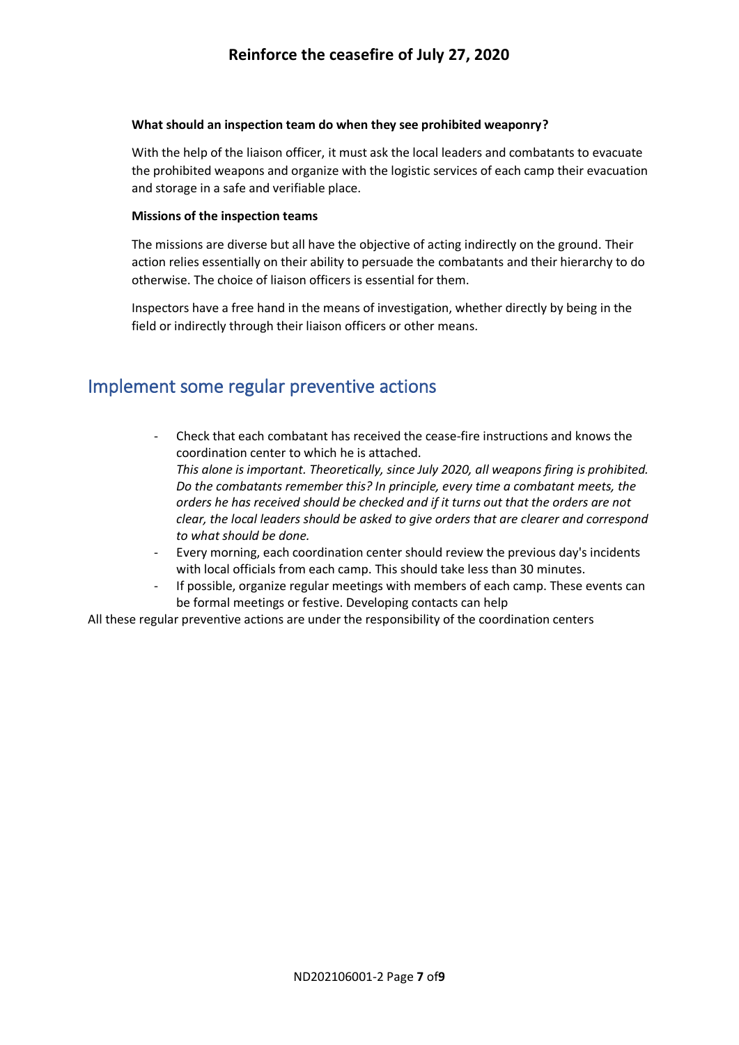**What should an inspection team do when they see prohibited weaponry?**

With the help of the liaison officer, it must ask the local leaders and combatants to evacuate the prohibited weapons and organize with the logistic services of each camp their evacuation and storage in a safe and verifiable place.

**Missions of the inspection teams**

The missions are diverse but all have the objective of acting indirectly on the ground. Their action relies essentially on their ability to persuade the combatants and their hierarchy to do otherwise. The choice of liaison officers is essential for them.

Inspectors have a free hand in the means of investigation, whether directly by being in the field or indirectly through their liaison officers or other means.

## Implement some regular preventive actions

- Check that each combatant has received the cease-fire instructions and knows the coordination center to which he is attached.
  *This alone is important. Theoretically, since July 2020, all weapons firing is prohibited. Do the combatants remember this? In principle, every time a combatant meets, the orders he has received should be checked and if it turns out that the orders are not clear, the local leaders should be asked to give orders that are clearer and correspond to what should be done.*
- Every morning, each coordination center should review the previous day's incidents with local officials from each camp. This should take less than 30 minutes.
- If possible, organize regular meetings with members of each camp. These events can be formal meetings or festive. Developing contacts can help

All these regular preventive actions are under the responsibility of the coordination centers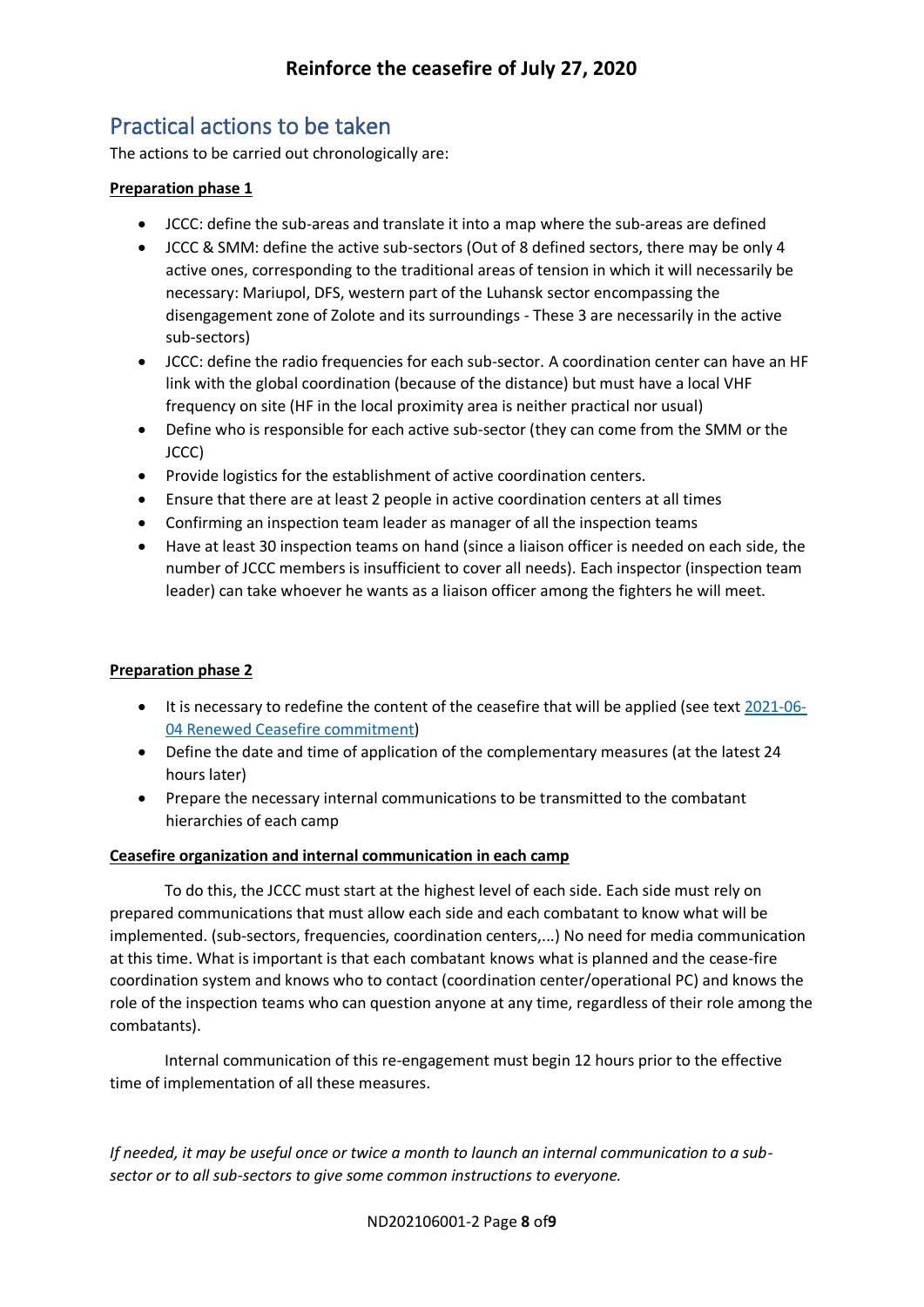# Reinforce the ceasefire of July 27, 2020

## Practical actions to be taken

The actions to be carried out chronologically are:

**Preparation phase 1**

- JCCC: define the sub-areas and translate it into a map where the sub-areas are defined
- JCCC & SMM: define the active sub-sectors (Out of 8 defined sectors, there may be only 4 active ones, corresponding to the traditional areas of tension in which it will necessarily be necessary: Mariupol, DFS, western part of the Luhansk sector encompassing the disengagement zone of Zolote and its surroundings - These 3 are necessarily in the active sub-sectors)
- JCCC: define the radio frequencies for each sub-sector. A coordination center can have an HF link with the global coordination (because of the distance) but must have a local VHF frequency on site (HF in the local proximity area is neither practical nor usual)
- Define who is responsible for each active sub-sector (they can come from the SMM or the JCCC)
- Provide logistics for the establishment of active coordination centers.
- Ensure that there are at least 2 people in active coordination centers at all times
- Confirming an inspection team leader as manager of all the inspection teams
- Have at least 30 inspection teams on hand (since a liaison officer is needed on each side, the number of JCCC members is insufficient to cover all needs). Each inspector (inspection team leader) can take whoever he wants as a liaison officer among the fighters he will meet.

**Preparation phase 2**

- It is necessary to redefine the content of the ceasefire that will be applied (see text 2021-06-04 Renewed Ceasefire commitment)
- Define the date and time of application of the complementary measures (at the latest 24 hours later)
- Prepare the necessary internal communications to be transmitted to the combatant hierarchies of each camp

**Ceasefire organization and internal communication in each camp**

To do this, the JCCC must start at the highest level of each side. Each side must rely on prepared communications that must allow each side and each combatant to know what will be implemented. (sub-sectors, frequencies, coordination centers,...) No need for media communication at this time. What is important is that each combatant knows what is planned and the cease-fire coordination system and knows who to contact (coordination center/operational PC) and knows the role of the inspection teams who can question anyone at any time, regardless of their role among the combatants).

Internal communication of this re-engagement must begin 12 hours prior to the effective time of implementation of all these measures.

*If needed, it may be useful once or twice a month to launch an internal communication to a sub-sector or to all sub-sectors to give some common instructions to everyone.*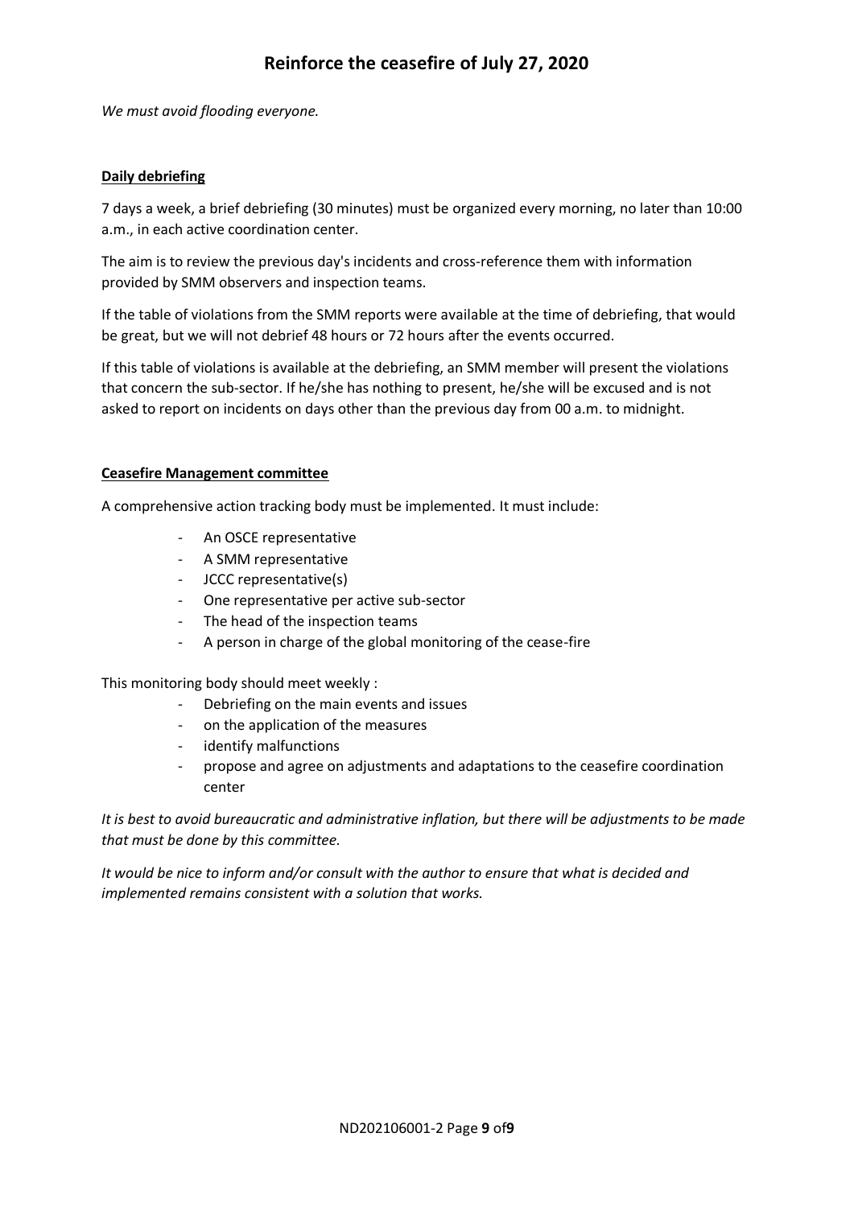*We must avoid flooding everyone.*

**Daily debriefing**

7 days a week, a brief debriefing (30 minutes) must be organized every morning, no later than 10:00 a.m., in each active coordination center.

The aim is to review the previous day's incidents and cross-reference them with information provided by SMM observers and inspection teams.

If the table of violations from the SMM reports were available at the time of debriefing, that would be great, but we will not debrief 48 hours or 72 hours after the events occurred.

If this table of violations is available at the debriefing, an SMM member will present the violations that concern the sub-sector. If he/she has nothing to present, he/she will be excused and is not asked to report on incidents on days other than the previous day from 00 a.m. to midnight.

**Ceasefire Management committee**

A comprehensive action tracking body must be implemented. It must include:

- An OSCE representative
- A SMM representative
- JCCC representative(s)
- One representative per active sub-sector
- The head of the inspection teams
- A person in charge of the global monitoring of the cease-fire

This monitoring body should meet weekly :

- Debriefing on the main events and issues
- on the application of the measures
- identify malfunctions
- propose and agree on adjustments and adaptations to the ceasefire coordination center

*It is best to avoid bureaucratic and administrative inflation, but there will be adjustments to be made that must be done by this committee.*

*It would be nice to inform and/or consult with the author to ensure that what is decided and implemented remains consistent with a solution that works.*